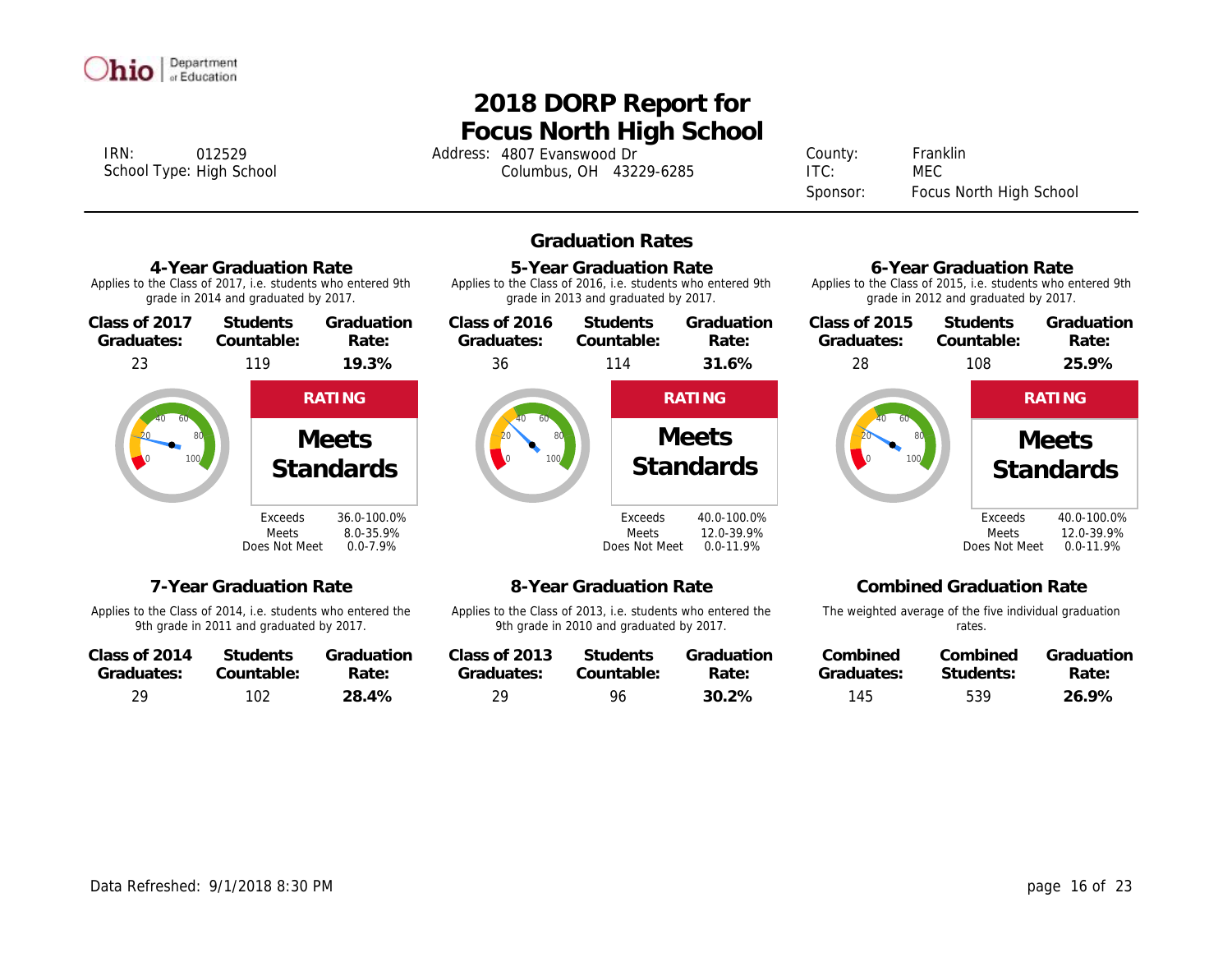# 2018 DORP Report for Focus North High School

IRN: 012529
School Type: High School

Address: 4807 Evanswood Dr
Columbus, OH 43229-6285

County: Franklin
ITC: MEC
Sponsor: Focus North High School

## Graduation Rates

### 4-Year Graduation Rate

Applies to the Class of 2017, i.e. students who entered 9th grade in 2014 and graduated by 2017.

| Class of 2017 Graduates: | Students Countable: | Graduation Rate: |
|---|---|---|
| 23 | 119 | **19.3%** |

**RATING**

**Meets Standards**

| | |
|---|---|
| Exceeds | 36.0-100.0% |
| Meets | 8.0-35.9% |
| Does Not Meet | 0.0-7.9% |

### 5-Year Graduation Rate

Applies to the Class of 2016, i.e. students who entered 9th grade in 2013 and graduated by 2017.

| Class of 2016 Graduates: | Students Countable: | Graduation Rate: |
|---|---|---|
| 36 | 114 | **31.6%** |

**RATING**

**Meets Standards**

| | |
|---|---|
| Exceeds | 40.0-100.0% |
| Meets | 12.0-39.9% |
| Does Not Meet | 0.0-11.9% |

### 6-Year Graduation Rate

Applies to the Class of 2015, i.e. students who entered 9th grade in 2012 and graduated by 2017.

| Class of 2015 Graduates: | Students Countable: | Graduation Rate: |
|---|---|---|
| 28 | 108 | **25.9%** |

**RATING**

**Meets Standards**

| | |
|---|---|
| Exceeds | 40.0-100.0% |
| Meets | 12.0-39.9% |
| Does Not Meet | 0.0-11.9% |

### 7-Year Graduation Rate

Applies to the Class of 2014, i.e. students who entered the 9th grade in 2011 and graduated by 2017.

| Class of 2014 Graduates: | Students Countable: | Graduation Rate: |
|---|---|---|
| 29 | 102 | **28.4%** |

### 8-Year Graduation Rate

Applies to the Class of 2013, i.e. students who entered the 9th grade in 2010 and graduated by 2017.

| Class of 2013 Graduates: | Students Countable: | Graduation Rate: |
|---|---|---|
| 29 | 96 | **30.2%** |

### Combined Graduation Rate

The weighted average of the five individual graduation rates.

| Combined Graduates: | Combined Students: | Graduation Rate: |
|---|---|---|
| 145 | 539 | **26.9%** |

Data Refreshed: 9/1/2018 8:30 PM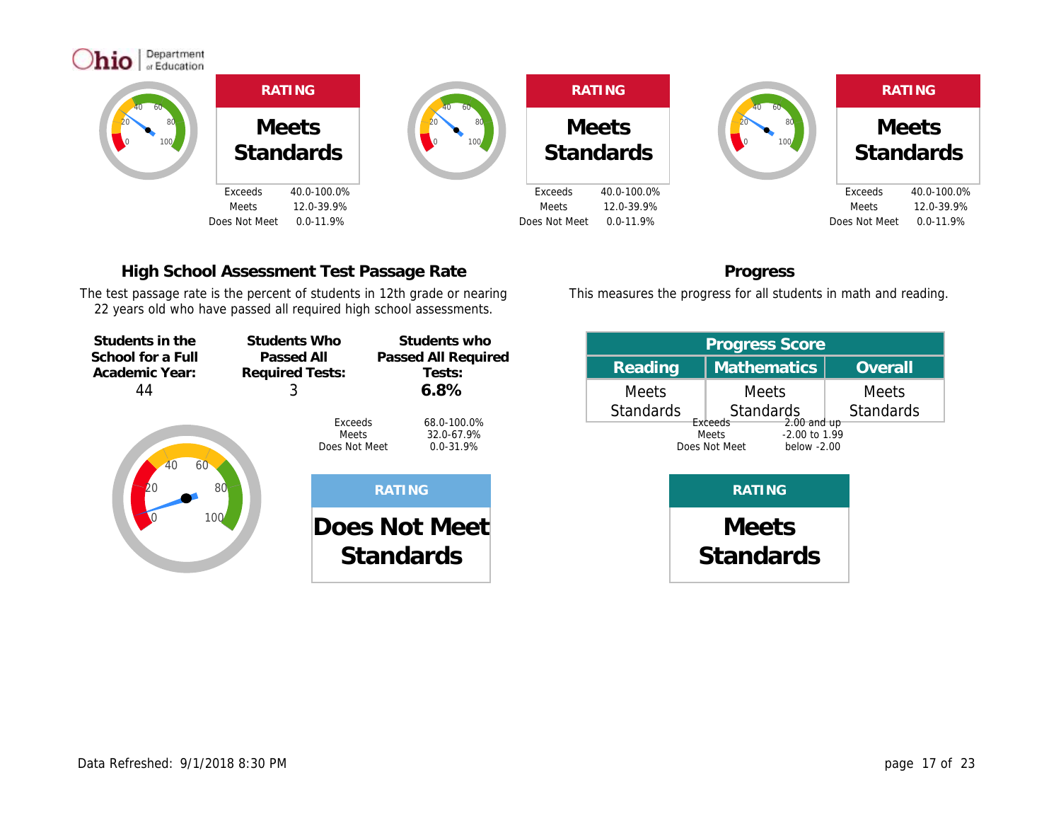Ohio | Department of Education

| RATING |
|---|
| **Meets Standards** |

| | |
|---|---|
| Exceeds | 40.0-100.0% |
| Meets | 12.0-39.9% |
| Does Not Meet | 0.0-11.9% |

| RATING |
|---|
| **Meets Standards** |

| | |
|---|---|
| Exceeds | 40.0-100.0% |
| Meets | 12.0-39.9% |
| Does Not Meet | 0.0-11.9% |

| RATING |
|---|
| **Meets Standards** |

| | |
|---|---|
| Exceeds | 40.0-100.0% |
| Meets | 12.0-39.9% |
| Does Not Meet | 0.0-11.9% |

## High School Assessment Test Passage Rate

The test passage rate is the percent of students in 12th grade or nearing 22 years old who have passed all required high school assessments.

| Students in the School for a Full Academic Year: | Students Who Passed All Required Tests: | Students who Passed All Required Tests: |
|---|---|---|
| 44 | 3 | **6.8%** |

| | |
|---|---|
| Exceeds | 68.0-100.0% |
| Meets | 32.0-67.9% |
| Does Not Meet | 0.0-31.9% |

| RATING |
|---|
| **Does Not Meet Standards** |

## Progress

This measures the progress for all students in math and reading.

| Progress Score | | |
|---|---|---|
| Reading | Mathematics | Overall |
| Meets Standards | Meets Standards | Meets Standards |

| | |
|---|---|
| Exceeds | 2.00 and up |
| Meets | -2.00 to 1.99 |
| Does Not Meet | below -2.00 |

| RATING |
|---|
| **Meets Standards** |

Data Refreshed: 9/1/2018 8:30 PM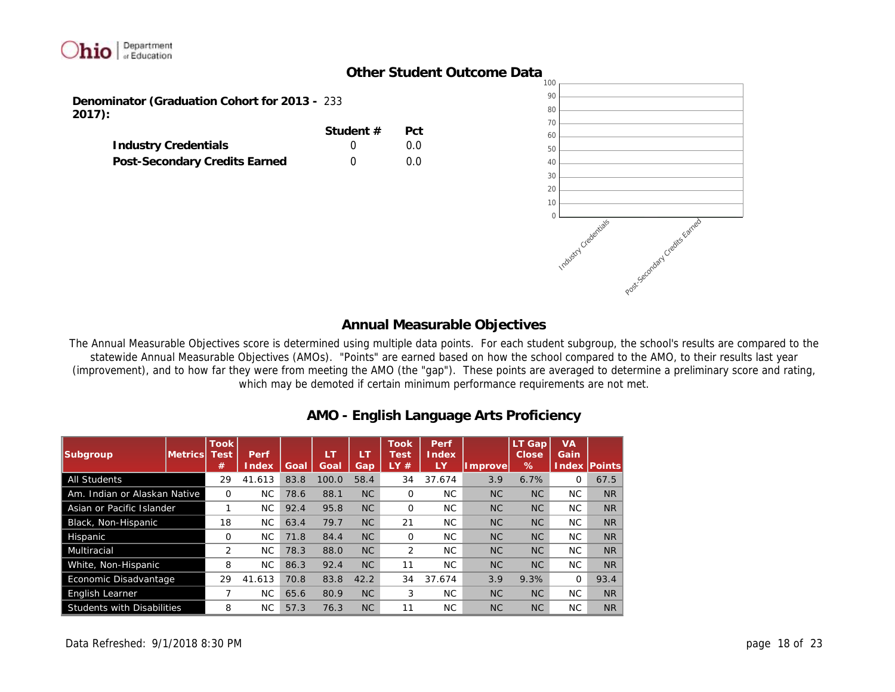## Other Student Outcome Data

**Denominator (Graduation Cohort for 2013 - 2017):** 233

| | Student # | Pct |
|---|---|---|
| **Industry Credentials** | 0 | 0.0 |
| **Post-Secondary Credits Earned** | 0 | 0.0 |

## Annual Measurable Objectives

The Annual Measurable Objectives score is determined using multiple data points. For each student subgroup, the school's results are compared to the statewide Annual Measurable Objectives (AMOs). "Points" are earned based on how the school compared to the AMO, to their results last year (improvement), and to how far they were from meeting the AMO (the "gap"). These points are averaged to determine a preliminary score and rating, which may be demoted if certain minimum performance requirements are not met.

### AMO - English Language Arts Proficiency

| Subgroup | Metrics | Took Test # | Perf Index | Goal | LT Goal | LT Gap | Took Test LY # | Perf Index LY | Improve | LT Gap Close % | VA Gain Index | Points |
|---|---|---|---|---|---|---|---|---|---|---|---|---|
| All Students | | 29 | 41.613 | 83.8 | 100.0 | 58.4 | 34 | 37.674 | 3.9 | 6.7% | 0 | 67.5 |
| Am. Indian or Alaskan Native | | 0 | NC | 78.6 | 88.1 | NC | 0 | NC | NC | NC | NC | NR |
| Asian or Pacific Islander | | 1 | NC | 92.4 | 95.8 | NC | 0 | NC | NC | NC | NC | NR |
| Black, Non-Hispanic | | 18 | NC | 63.4 | 79.7 | NC | 21 | NC | NC | NC | NC | NR |
| Hispanic | | 0 | NC | 71.8 | 84.4 | NC | 0 | NC | NC | NC | NC | NR |
| Multiracial | | 2 | NC | 78.3 | 88.0 | NC | 2 | NC | NC | NC | NC | NR |
| White, Non-Hispanic | | 8 | NC | 86.3 | 92.4 | NC | 11 | NC | NC | NC | NC | NR |
| Economic Disadvantage | | 29 | 41.613 | 70.8 | 83.8 | 42.2 | 34 | 37.674 | 3.9 | 9.3% | 0 | 93.4 |
| English Learner | | 7 | NC | 65.6 | 80.9 | NC | 3 | NC | NC | NC | NC | NR |
| Students with Disabilities | | 8 | NC | 57.3 | 76.3 | NC | 11 | NC | NC | NC | NC | NR |

Data Refreshed: 9/1/2018 8:30 PM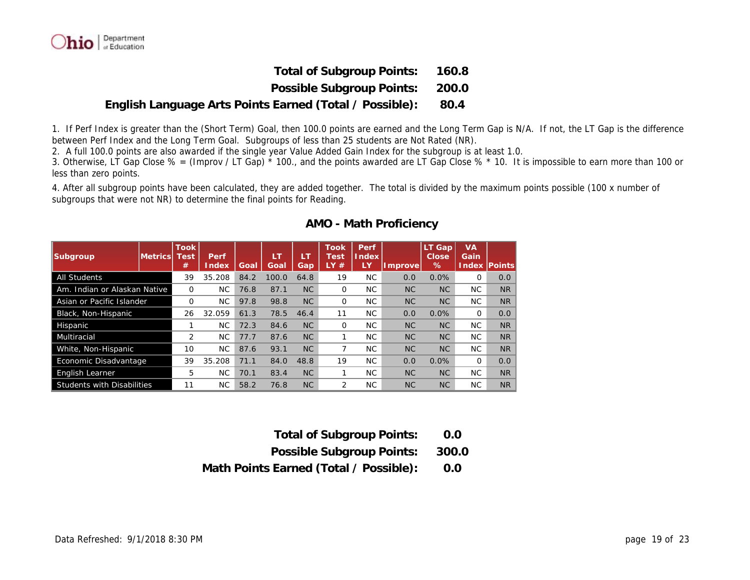**Total of Subgroup Points: 160.8**

**Possible Subgroup Points: 200.0**

**English Language Arts Points Earned (Total / Possible): 80.4**

1. If Perf Index is greater than the (Short Term) Goal, then 100.0 points are earned and the Long Term Gap is N/A. If not, the LT Gap is the difference between Perf Index and the Long Term Goal. Subgroups of less than 25 students are Not Rated (NR).
2. A full 100.0 points are also awarded if the single year Value Added Gain Index for the subgroup is at least 1.0.
3. Otherwise, LT Gap Close % = (Improv / LT Gap) * 100., and the points awarded are LT Gap Close % * 10. It is impossible to earn more than 100 or less than zero points.
4. After all subgroup points have been calculated, they are added together. The total is divided by the maximum points possible (100 x number of subgroups that were not NR) to determine the final points for Reading.

## AMO - Math Proficiency

| Subgroup | Metrics | Took Test # | Perf Index | Goal | LT Goal | LT Gap | Took Test LY # | Perf Index LY | Improve | LT Gap Close % | VA Gain Index | Points |
|---|---|---|---|---|---|---|---|---|---|---|---|---|
| All Students | | 39 | 35.208 | 84.2 | 100.0 | 64.8 | 19 | NC | 0.0 | 0.0% | 0 | 0.0 |
| Am. Indian or Alaskan Native | | 0 | NC | 76.8 | 87.1 | NC | 0 | NC | NC | NC | NC | NR |
| Asian or Pacific Islander | | 0 | NC | 97.8 | 98.8 | NC | 0 | NC | NC | NC | NC | NR |
| Black, Non-Hispanic | | 26 | 32.059 | 61.3 | 78.5 | 46.4 | 11 | NC | 0.0 | 0.0% | 0 | 0.0 |
| Hispanic | | 1 | NC | 72.3 | 84.6 | NC | 0 | NC | NC | NC | NC | NR |
| Multiracial | | 2 | NC | 77.7 | 87.6 | NC | 1 | NC | NC | NC | NC | NR |
| White, Non-Hispanic | | 10 | NC | 87.6 | 93.1 | NC | 7 | NC | NC | NC | NC | NR |
| Economic Disadvantage | | 39 | 35.208 | 71.1 | 84.0 | 48.8 | 19 | NC | 0.0 | 0.0% | 0 | 0.0 |
| English Learner | | 5 | NC | 70.1 | 83.4 | NC | 1 | NC | NC | NC | NC | NR |
| Students with Disabilities | | 11 | NC | 58.2 | 76.8 | NC | 2 | NC | NC | NC | NC | NR |

**Total of Subgroup Points: 0.0**

**Possible Subgroup Points: 300.0**

**Math Points Earned (Total / Possible): 0.0**

Data Refreshed: 9/1/2018 8:30 PM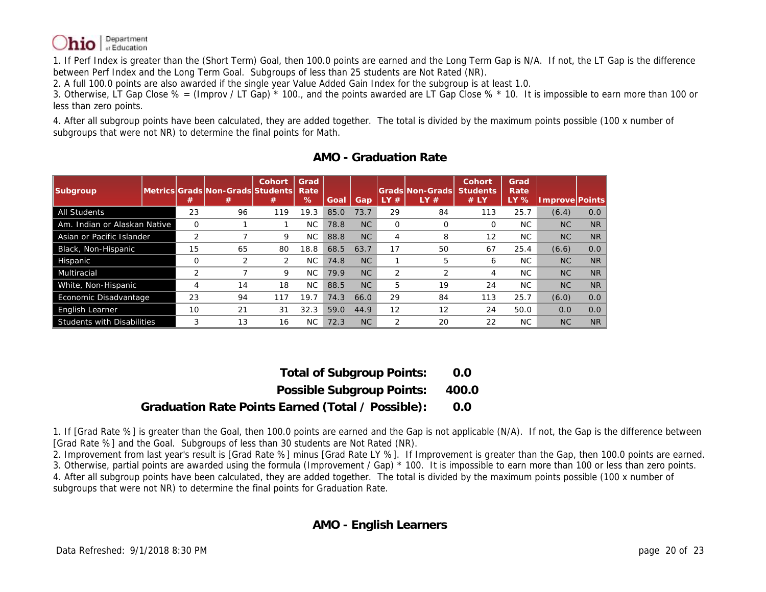1. If Perf Index is greater than the (Short Term) Goal, then 100.0 points are earned and the Long Term Gap is N/A. If not, the LT Gap is the difference between Perf Index and the Long Term Goal. Subgroups of less than 25 students are Not Rated (NR).
2. A full 100.0 points are also awarded if the single year Value Added Gain Index for the subgroup is at least 1.0.
3. Otherwise, LT Gap Close % = (Improv / LT Gap) * 100., and the points awarded are LT Gap Close % * 10. It is impossible to earn more than 100 or less than zero points.
4. After all subgroup points have been calculated, they are added together. The total is divided by the maximum points possible (100 x number of subgroups that were not NR) to determine the final points for Math.

## AMO - Graduation Rate

| Subgroup | Metrics | Grads # | Non-Grads # | Cohort Students # | Grad Rate % | Goal | Gap | Grads LY # | Non-Grads LY # | Cohort Students # LY | Grad Rate LY % | Improve | Points |
|---|---|---|---|---|---|---|---|---|---|---|---|---|---|
| All Students | | 23 | 96 | 119 | 19.3 | 85.0 | 73.7 | 29 | 84 | 113 | 25.7 | (6.4) | 0.0 |
| Am. Indian or Alaskan Native | | 0 | 1 | 1 | NC | 78.8 | NC | 0 | 0 | 0 | NC | NC | NR |
| Asian or Pacific Islander | | 2 | 7 | 9 | NC | 88.8 | NC | 4 | 8 | 12 | NC | NC | NR |
| Black, Non-Hispanic | | 15 | 65 | 80 | 18.8 | 68.5 | 63.7 | 17 | 50 | 67 | 25.4 | (6.6) | 0.0 |
| Hispanic | | 0 | 2 | 2 | NC | 74.8 | NC | 1 | 5 | 6 | NC | NC | NR |
| Multiracial | | 2 | 7 | 9 | NC | 79.9 | NC | 2 | 2 | 4 | NC | NC | NR |
| White, Non-Hispanic | | 4 | 14 | 18 | NC | 88.5 | NC | 5 | 19 | 24 | NC | NC | NR |
| Economic Disadvantage | | 23 | 94 | 117 | 19.7 | 74.3 | 66.0 | 29 | 84 | 113 | 25.7 | (6.0) | 0.0 |
| English Learner | | 10 | 21 | 31 | 32.3 | 59.0 | 44.9 | 12 | 12 | 24 | 50.0 | 0.0 | 0.0 |
| Students with Disabilities | | 3 | 13 | 16 | NC | 72.3 | NC | 2 | 20 | 22 | NC | NC | NR |

**Total of Subgroup Points:** 0.0

**Possible Subgroup Points:** 400.0

**Graduation Rate Points Earned (Total / Possible):** 0.0

1. If [Grad Rate %] is greater than the Goal, then 100.0 points are earned and the Gap is not applicable (N/A). If not, the Gap is the difference between [Grad Rate %] and the Goal. Subgroups of less than 30 students are Not Rated (NR).
2. Improvement from last year's result is [Grad Rate %] minus [Grad Rate LY %]. If Improvement is greater than the Gap, then 100.0 points are earned.
3. Otherwise, partial points are awarded using the formula (Improvement / Gap) * 100. It is impossible to earn more than 100 or less than zero points.
4. After all subgroup points have been calculated, they are added together. The total is divided by the maximum points possible (100 x number of subgroups that were not NR) to determine the final points for Graduation Rate.

## AMO - English Learners

Data Refreshed: 9/1/2018 8:30 PM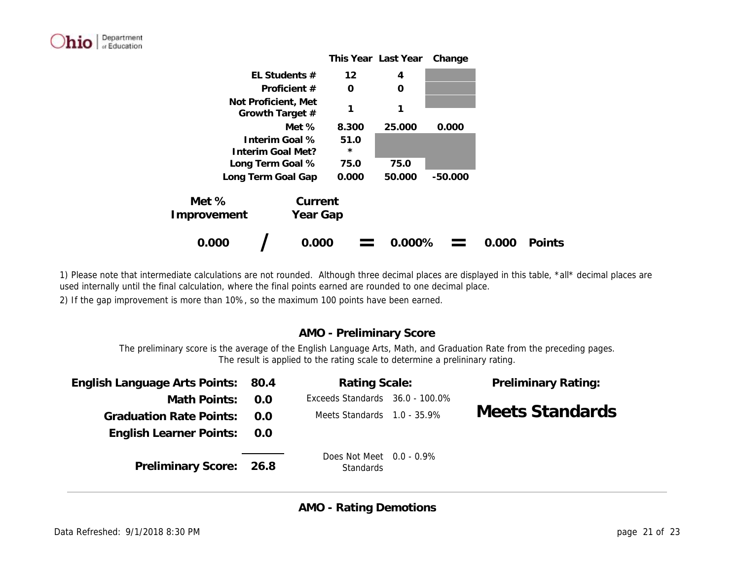| | This Year | Last Year | Change |
|---|---|---|---|
| EL Students # | 12 | 4 | |
| Proficient # | 0 | 0 | |
| Not Proficient, Met Growth Target # | 1 | 1 | |
| Met % | 8.300 | 25.000 | 0.000 |
| Interim Goal % | 51.0 | | |
| Interim Goal Met? | * | | |
| Long Term Goal % | 75.0 | 75.0 | |
| Long Term Goal Gap | 0.000 | 50.000 | -50.000 |

| Met % Improvement | | Current Year Gap | | | | |
|---|---|---|---|---|---|---|
| 0.000 | / | 0.000 | = | 0.000% | = | 0.000 Points |

1) Please note that intermediate calculations are not rounded. Although three decimal places are displayed in this table, *all* decimal places are used internally until the final calculation, where the final points earned are rounded to one decimal place.

2) If the gap improvement is more than 10%, so the maximum 100 points have been earned.

## AMO - Preliminary Score

The preliminary score is the average of the English Language Arts, Math, and Graduation Rate from the preceding pages. The result is applied to the rating scale to determine a prelininary rating.

| | |
|---|---|
| **English Language Arts Points:** | **80.4** |
| **Math Points:** | **0.0** |
| **Graduation Rate Points:** | **0.0** |
| **English Learner Points:** | **0.0** |
| **Preliminary Score:** | **26.8** |

**Rating Scale:**

| | |
|---|---|
| Exceeds Standards | 36.0 - 100.0% |
| Meets Standards | 1.0 - 35.9% |
| Does Not Meet Standards | 0.0 - 0.9% |

**Preliminary Rating:**

**Meets Standards**

## AMO - Rating Demotions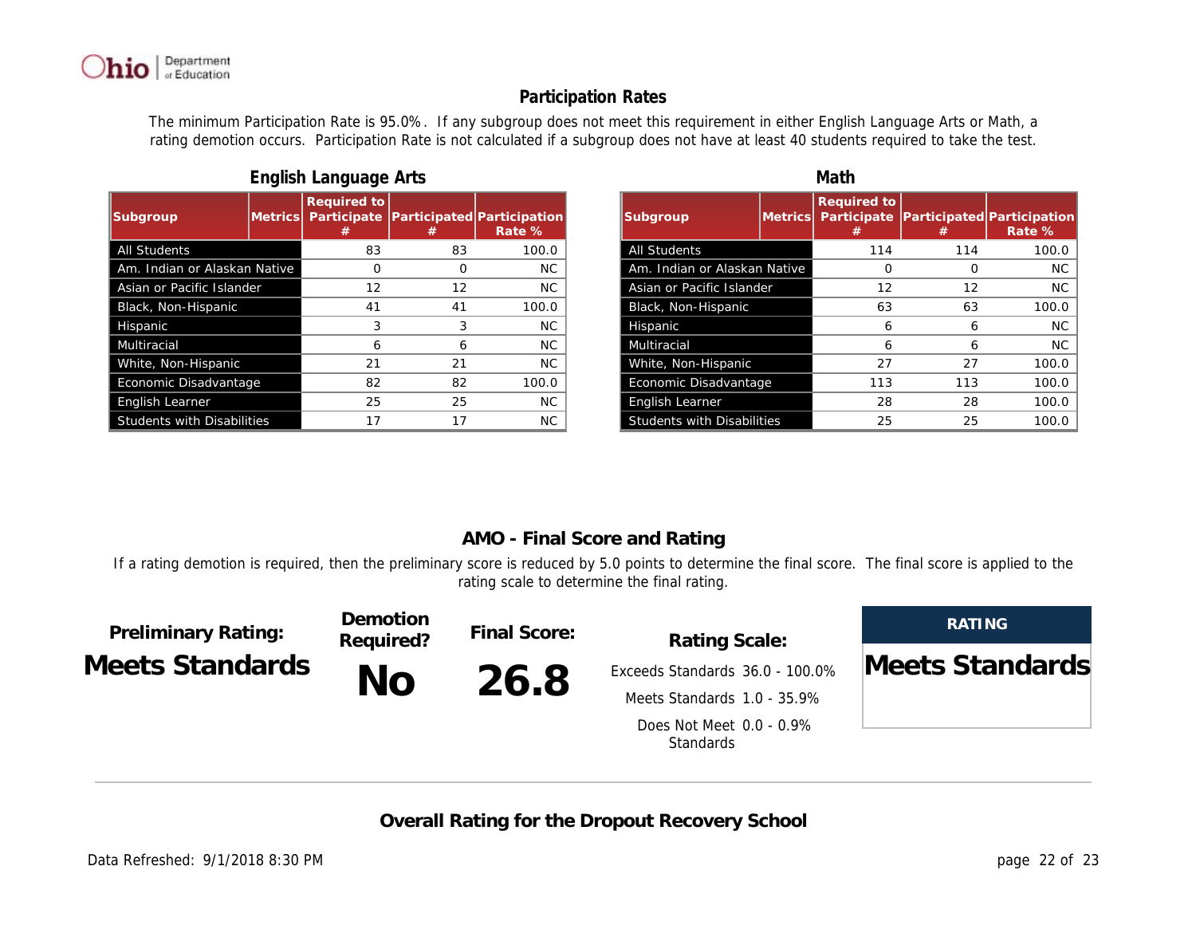## Participation Rates

The minimum Participation Rate is 95.0%. If any subgroup does not meet this requirement in either English Language Arts or Math, a rating demotion occurs. Participation Rate is not calculated if a subgroup does not have at least 40 students required to take the test.

### English Language Arts

| Subgroup | Metrics | Required to Participate # | Participated # | Participation Rate % |
|---|---|---|---|---|
| All Students | | 83 | 83 | 100.0 |
| Am. Indian or Alaskan Native | | 0 | 0 | NC |
| Asian or Pacific Islander | | 12 | 12 | NC |
| Black, Non-Hispanic | | 41 | 41 | 100.0 |
| Hispanic | | 3 | 3 | NC |
| Multiracial | | 6 | 6 | NC |
| White, Non-Hispanic | | 21 | 21 | NC |
| Economic Disadvantage | | 82 | 82 | 100.0 |
| English Learner | | 25 | 25 | NC |
| Students with Disabilities | | 17 | 17 | NC |

### Math

| Subgroup | Metrics | Required to Participate # | Participated # | Participation Rate % |
|---|---|---|---|---|
| All Students | | 114 | 114 | 100.0 |
| Am. Indian or Alaskan Native | | 0 | 0 | NC |
| Asian or Pacific Islander | | 12 | 12 | NC |
| Black, Non-Hispanic | | 63 | 63 | 100.0 |
| Hispanic | | 6 | 6 | NC |
| Multiracial | | 6 | 6 | NC |
| White, Non-Hispanic | | 27 | 27 | 100.0 |
| Economic Disadvantage | | 113 | 113 | 100.0 |
| English Learner | | 28 | 28 | 100.0 |
| Students with Disabilities | | 25 | 25 | 100.0 |

## AMO - Final Score and Rating

If a rating demotion is required, then the preliminary score is reduced by 5.0 points to determine the final score. The final score is applied to the rating scale to determine the final rating.

**Preliminary Rating:** **Meets Standards**

**Demotion Required?** **No**

**Final Score:** **26.8**

**Rating Scale:**

- Exceeds Standards 36.0 - 100.0%
- Meets Standards 1.0 - 35.9%
- Does Not Meet Standards 0.0 - 0.9%

**RATING**

**Meets Standards**

## Overall Rating for the Dropout Recovery School

Data Refreshed: 9/1/2018 8:30 PM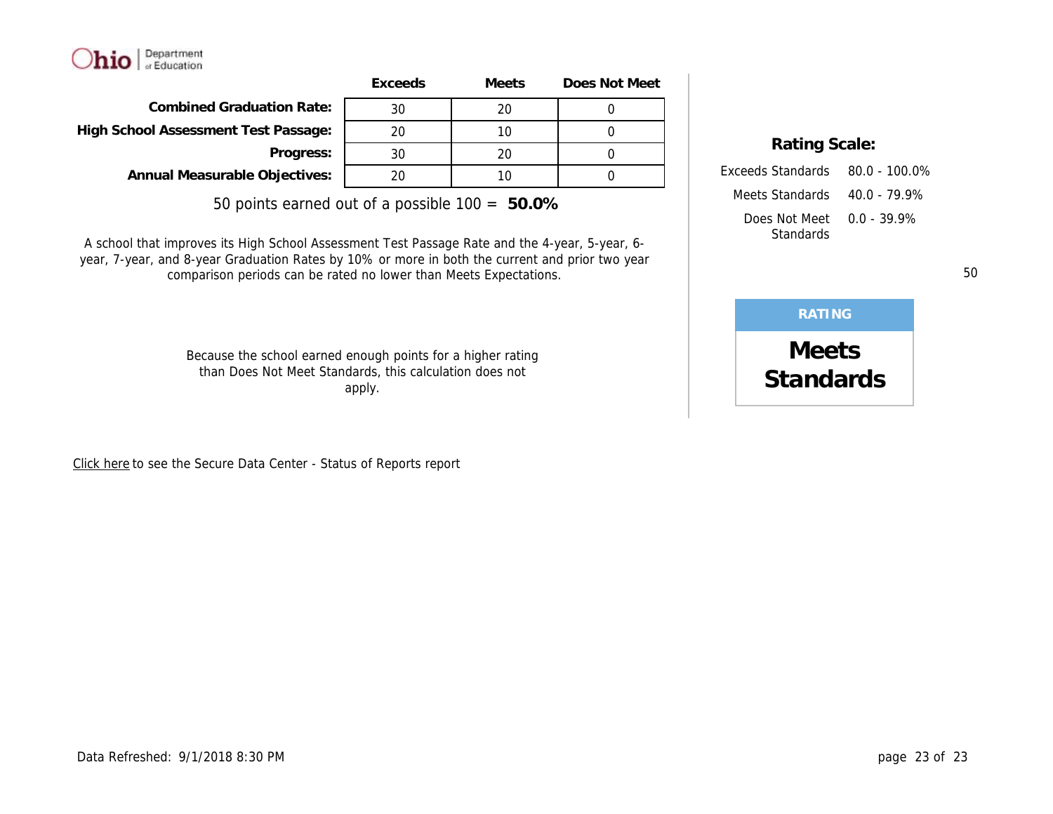| | Exceeds | Meets | Does Not Meet |
|---|---|---|---|
| **Combined Graduation Rate:** | 30 | 20 | 0 |
| **High School Assessment Test Passage:** | 20 | 10 | 0 |
| **Progress:** | 30 | 20 | 0 |
| **Annual Measurable Objectives:** | 20 | 10 | 0 |

50 points earned out of a possible 100 = **50.0%**

A school that improves its High School Assessment Test Passage Rate and the 4-year, 5-year, 6-year, 7-year, and 8-year Graduation Rates by 10% or more in both the current and prior two year comparison periods can be rated no lower than Meets Expectations.

Because the school earned enough points for a higher rating than Does Not Meet Standards, this calculation does not apply.

**Rating Scale:**

| | |
|---|---|
| Exceeds Standards | 80.0 - 100.0% |
| Meets Standards | 40.0 - 79.9% |
| Does Not Meet Standards | 0.0 - 39.9% |

50

**RATING**

**Meets Standards**

Click here to see the Secure Data Center - Status of Reports report

Data Refreshed: 9/1/2018 8:30 PM